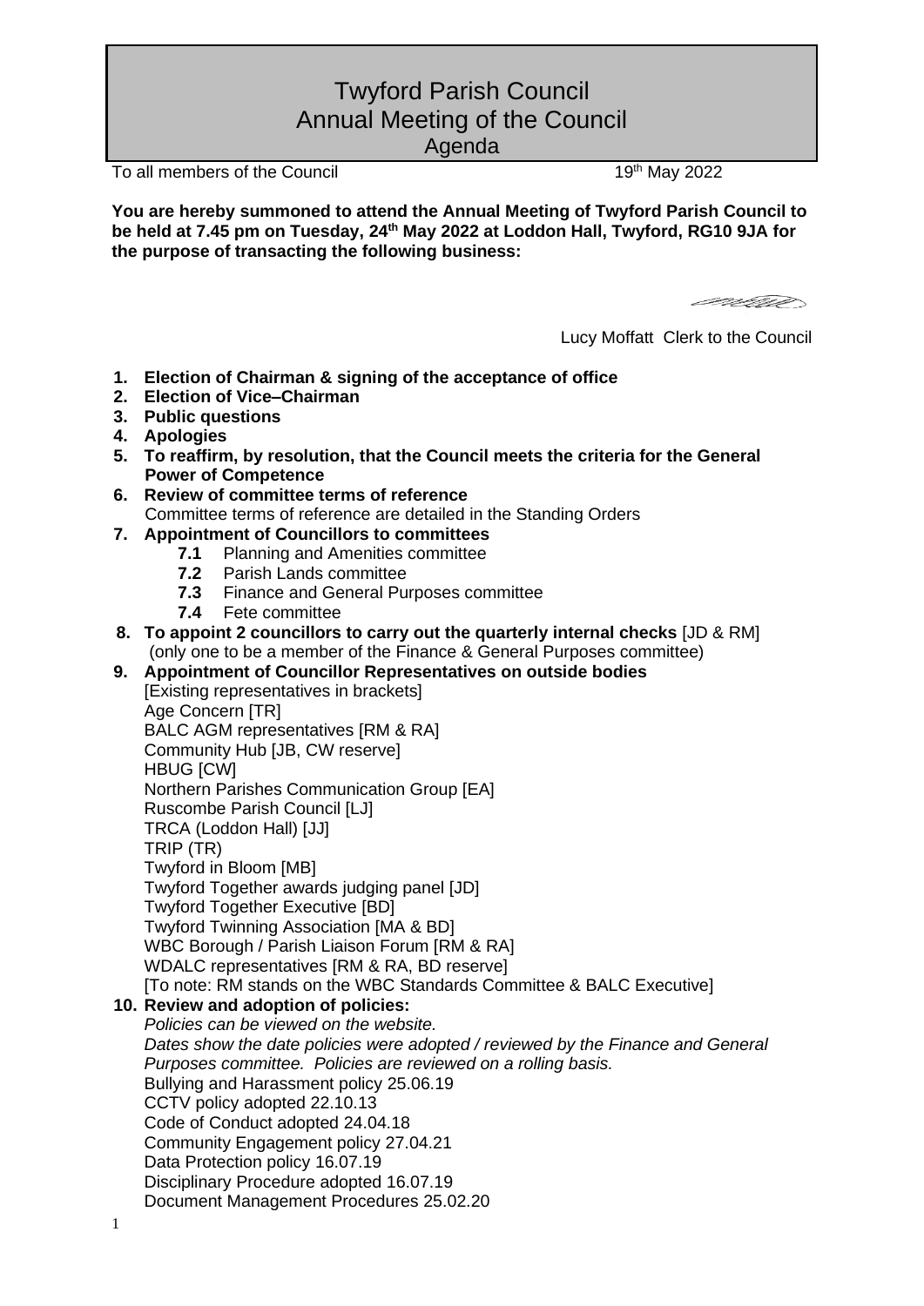# Twyford Parish Council
## Annual Meeting of the Council
### Agenda

To all members of the Council 19th May 2022

**You are hereby summoned to attend the Annual Meeting of Twyford Parish Council to be held at 7.45 pm on Tuesday, 24th May 2022 at Loddon Hall, Twyford, RG10 9JA for the purpose of transacting the following business:**

Lucy Moffatt Clerk to the Council

1. **Election of Chairman & signing of the acceptance of office**
2. **Election of Vice–Chairman**
3. **Public questions**
4. **Apologies**
5. **To reaffirm, by resolution, that the Council meets the criteria for the General Power of Competence**
6. **Review of committee terms of reference**
   Committee terms of reference are detailed in the Standing Orders
7. **Appointment of Councillors to committees**
   - **7.1** Planning and Amenities committee
   - **7.2** Parish Lands committee
   - **7.3** Finance and General Purposes committee
   - **7.4** Fete committee
8. **To appoint 2 councillors to carry out the quarterly internal checks** [JD & RM]
   (only one to be a member of the Finance & General Purposes committee)
9. **Appointment of Councillor Representatives on outside bodies**
   [Existing representatives in brackets]
   Age Concern [TR]
   BALC AGM representatives [RM & RA]
   Community Hub [JB, CW reserve]
   HBUG [CW]
   Northern Parishes Communication Group [EA]
   Ruscombe Parish Council [LJ]
   TRCA (Loddon Hall) [JJ]
   TRIP (TR)
   Twyford in Bloom [MB]
   Twyford Together awards judging panel [JD]
   Twyford Together Executive [BD]
   Twyford Twinning Association [MA & BD]
   WBC Borough / Parish Liaison Forum [RM & RA]
   WDALC representatives [RM & RA, BD reserve]
   [To note: RM stands on the WBC Standards Committee & BALC Executive]
10. **Review and adoption of policies:**
    *Policies can be viewed on the website.*
    *Dates show the date policies were adopted / reviewed by the Finance and General Purposes committee. Policies are reviewed on a rolling basis.*
    Bullying and Harassment policy 25.06.19
    CCTV policy adopted 22.10.13
    Code of Conduct adopted 24.04.18
    Community Engagement policy 27.04.21
    Data Protection policy 16.07.19
    Disciplinary Procedure adopted 16.07.19
    Document Management Procedures 25.02.20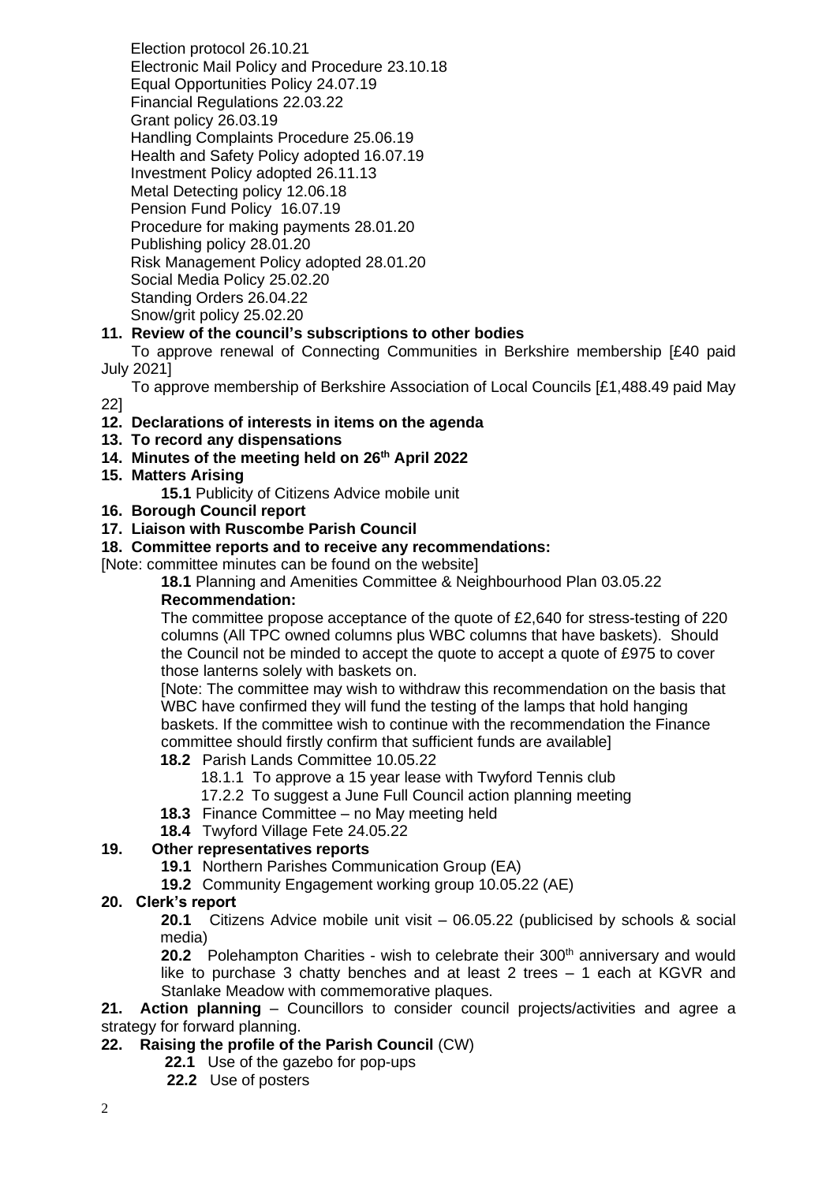Election protocol 26.10.21
Electronic Mail Policy and Procedure 23.10.18
Equal Opportunities Policy 24.07.19
Financial Regulations 22.03.22
Grant policy 26.03.19
Handling Complaints Procedure 25.06.19
Health and Safety Policy adopted 16.07.19
Investment Policy adopted 26.11.13
Metal Detecting policy 12.06.18
Pension Fund Policy 16.07.19
Procedure for making payments 28.01.20
Publishing policy 28.01.20
Risk Management Policy adopted 28.01.20
Social Media Policy 25.02.20
Standing Orders 26.04.22
Snow/grit policy 25.02.20

**11. Review of the council's subscriptions to other bodies**

To approve renewal of Connecting Communities in Berkshire membership [£40 paid July 2021]

To approve membership of Berkshire Association of Local Councils [£1,488.49 paid May 22]

**12. Declarations of interests in items on the agenda**

**13. To record any dispensations**

**14. Minutes of the meeting held on 26th April 2022**

**15. Matters Arising**

**15.1** Publicity of Citizens Advice mobile unit

**16. Borough Council report**

**17. Liaison with Ruscombe Parish Council**

**18. Committee reports and to receive any recommendations:**

[Note: committee minutes can be found on the website]

**18.1** Planning and Amenities Committee & Neighbourhood Plan 03.05.22

**Recommendation:**

The committee propose acceptance of the quote of £2,640 for stress-testing of 220 columns (All TPC owned columns plus WBC columns that have baskets). Should the Council not be minded to accept the quote to accept a quote of £975 to cover those lanterns solely with baskets on.

[Note: The committee may wish to withdraw this recommendation on the basis that WBC have confirmed they will fund the testing of the lamps that hold hanging baskets. If the committee wish to continue with the recommendation the Finance committee should firstly confirm that sufficient funds are available]

**18.2** Parish Lands Committee 10.05.22

18.1.1 To approve a 15 year lease with Twyford Tennis club

17.2.2 To suggest a June Full Council action planning meeting

**18.3** Finance Committee – no May meeting held

**18.4** Twyford Village Fete 24.05.22

**19. Other representatives reports**

**19.1** Northern Parishes Communication Group (EA)

**19.2** Community Engagement working group 10.05.22 (AE)

**20. Clerk's report**

**20.1** Citizens Advice mobile unit visit – 06.05.22 (publicised by schools & social media)

**20.2** Polehampton Charities - wish to celebrate their 300th anniversary and would like to purchase 3 chatty benches and at least 2 trees – 1 each at KGVR and Stanlake Meadow with commemorative plaques.

**21. Action planning** – Councillors to consider council projects/activities and agree a strategy for forward planning.

**22. Raising the profile of the Parish Council** (CW)

**22.1** Use of the gazebo for pop-ups

**22.2** Use of posters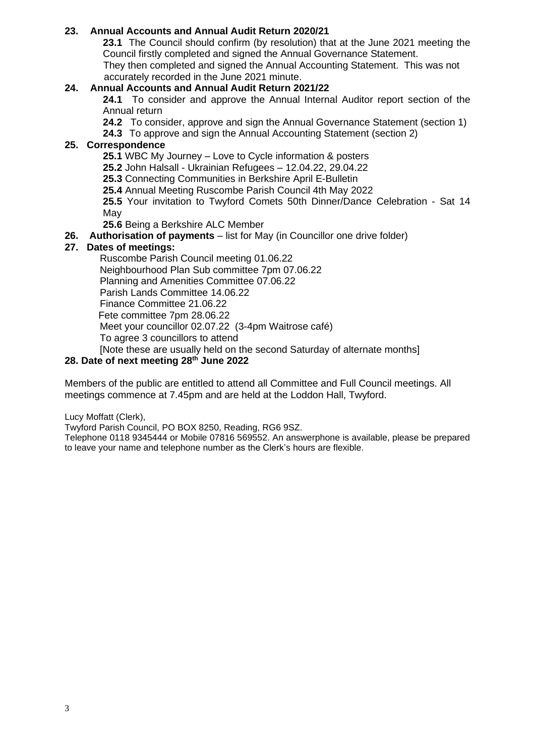**23. Annual Accounts and Annual Audit Return 2020/21**

**23.1** The Council should confirm (by resolution) that at the June 2021 meeting the Council firstly completed and signed the Annual Governance Statement. They then completed and signed the Annual Accounting Statement. This was not accurately recorded in the June 2021 minute.

**24. Annual Accounts and Annual Audit Return 2021/22**

**24.1** To consider and approve the Annual Internal Auditor report section of the Annual return

**24.2** To consider, approve and sign the Annual Governance Statement (section 1)

**24.3** To approve and sign the Annual Accounting Statement (section 2)

**25. Correspondence**

**25.1** WBC My Journey – Love to Cycle information & posters

**25.2** John Halsall - Ukrainian Refugees – 12.04.22, 29.04.22

**25.3** Connecting Communities in Berkshire April E-Bulletin

**25.4** Annual Meeting Ruscombe Parish Council 4th May 2022

**25.5** Your invitation to Twyford Comets 50th Dinner/Dance Celebration - Sat 14 May

**25.6** Being a Berkshire ALC Member

**26. Authorisation of payments** – list for May (in Councillor one drive folder)

**27. Dates of meetings:**

Ruscombe Parish Council meeting 01.06.22
Neighbourhood Plan Sub committee 7pm 07.06.22
Planning and Amenities Committee 07.06.22
Parish Lands Committee 14.06.22
Finance Committee 21.06.22
Fete committee 7pm 28.06.22
Meet your councillor 02.07.22 (3-4pm Waitrose café)
To agree 3 councillors to attend
[Note these are usually held on the second Saturday of alternate months]

**28. Date of next meeting 28th June 2022**

Members of the public are entitled to attend all Committee and Full Council meetings. All meetings commence at 7.45pm and are held at the Loddon Hall, Twyford.

Lucy Moffatt (Clerk),
Twyford Parish Council, PO BOX 8250, Reading, RG6 9SZ.
Telephone 0118 9345444 or Mobile 07816 569552. An answerphone is available, please be prepared to leave your name and telephone number as the Clerk's hours are flexible.